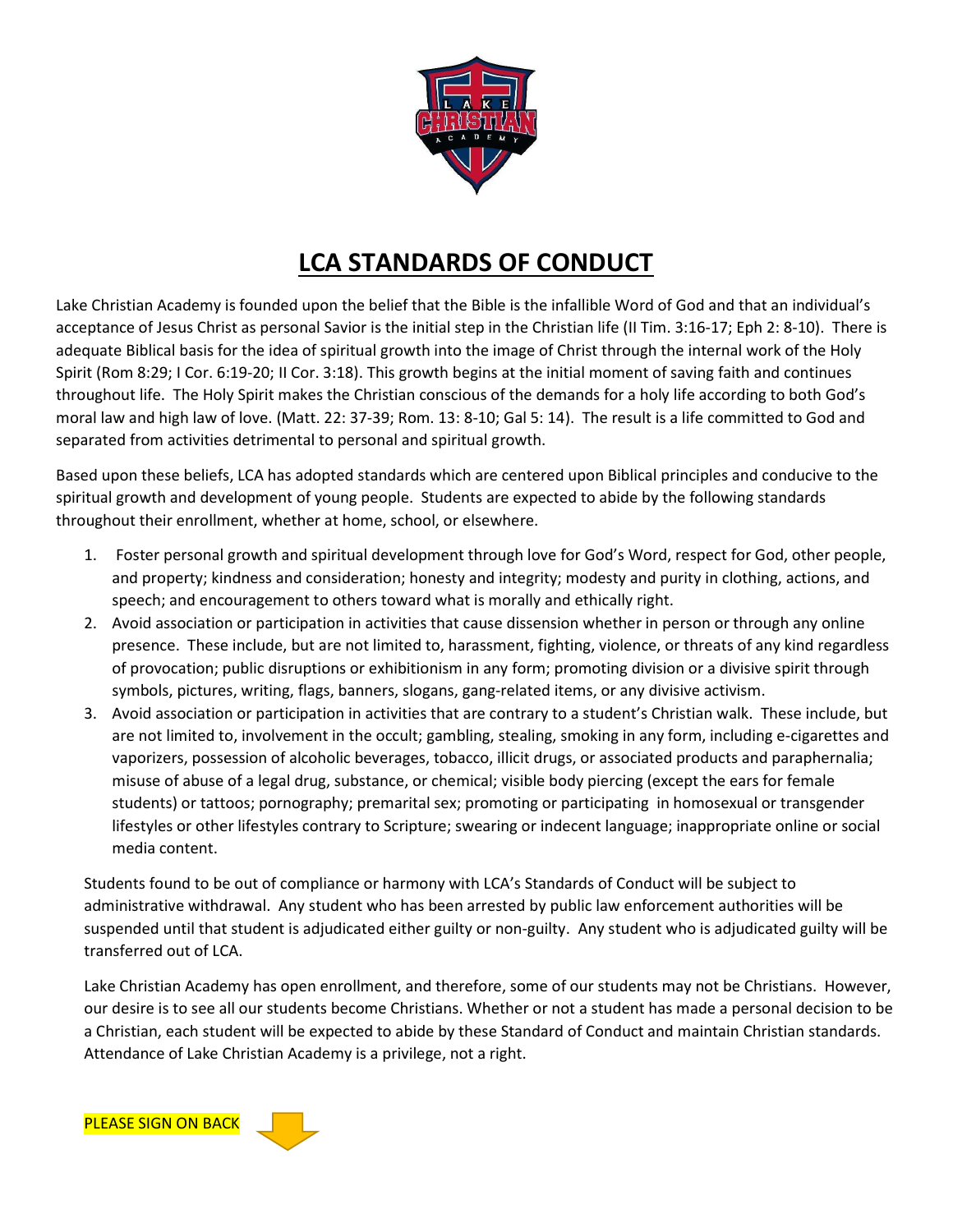# LCA STANDARDS OF CONDUCT

Lake Christian Academy is founded upon the belief that the Bible is the infallible Word of God and that an individual's acceptance of Jesus Christ as personal Savior is the initial step in the Christian life (II Tim. 3:16-17; Eph 2: 8-10). There is adequate Biblical basis for the idea of spiritual growth into the image of Christ through the internal work of the Holy Spirit (Rom 8:29; I Cor. 6:19-20; II Cor. 3:18). This growth begins at the initial moment of saving faith and continues throughout life. The Holy Spirit makes the Christian conscious of the demands for a holy life according to both God's moral law and high law of love. (Matt. 22: 37-39; Rom. 13: 8-10; Gal 5: 14). The result is a life committed to God and separated from activities detrimental to personal and spiritual growth.

Based upon these beliefs, LCA has adopted standards which are centered upon Biblical principles and conducive to the spiritual growth and development of young people. Students are expected to abide by the following standards throughout their enrollment, whether at home, school, or elsewhere.

1. Foster personal growth and spiritual development through love for God's Word, respect for God, other people, and property; kindness and consideration; honesty and integrity; modesty and purity in clothing, actions, and speech; and encouragement to others toward what is morally and ethically right.
2. Avoid association or participation in activities that cause dissension whether in person or through any online presence. These include, but are not limited to, harassment, fighting, violence, or threats of any kind regardless of provocation; public disruptions or exhibitionism in any form; promoting division or a divisive spirit through symbols, pictures, writing, flags, banners, slogans, gang-related items, or any divisive activism.
3. Avoid association or participation in activities that are contrary to a student's Christian walk. These include, but are not limited to, involvement in the occult; gambling, stealing, smoking in any form, including e-cigarettes and vaporizers, possession of alcoholic beverages, tobacco, illicit drugs, or associated products and paraphernalia; misuse of abuse of a legal drug, substance, or chemical; visible body piercing (except the ears for female students) or tattoos; pornography; premarital sex; promoting or participating in homosexual or transgender lifestyles or other lifestyles contrary to Scripture; swearing or indecent language; inappropriate online or social media content.

Students found to be out of compliance or harmony with LCA's Standards of Conduct will be subject to administrative withdrawal. Any student who has been arrested by public law enforcement authorities will be suspended until that student is adjudicated either guilty or non-guilty. Any student who is adjudicated guilty will be transferred out of LCA.

Lake Christian Academy has open enrollment, and therefore, some of our students may not be Christians. However, our desire is to see all our students become Christians. Whether or not a student has made a personal decision to be a Christian, each student will be expected to abide by these Standard of Conduct and maintain Christian standards. Attendance of Lake Christian Academy is a privilege, not a right.

PLEASE SIGN ON BACK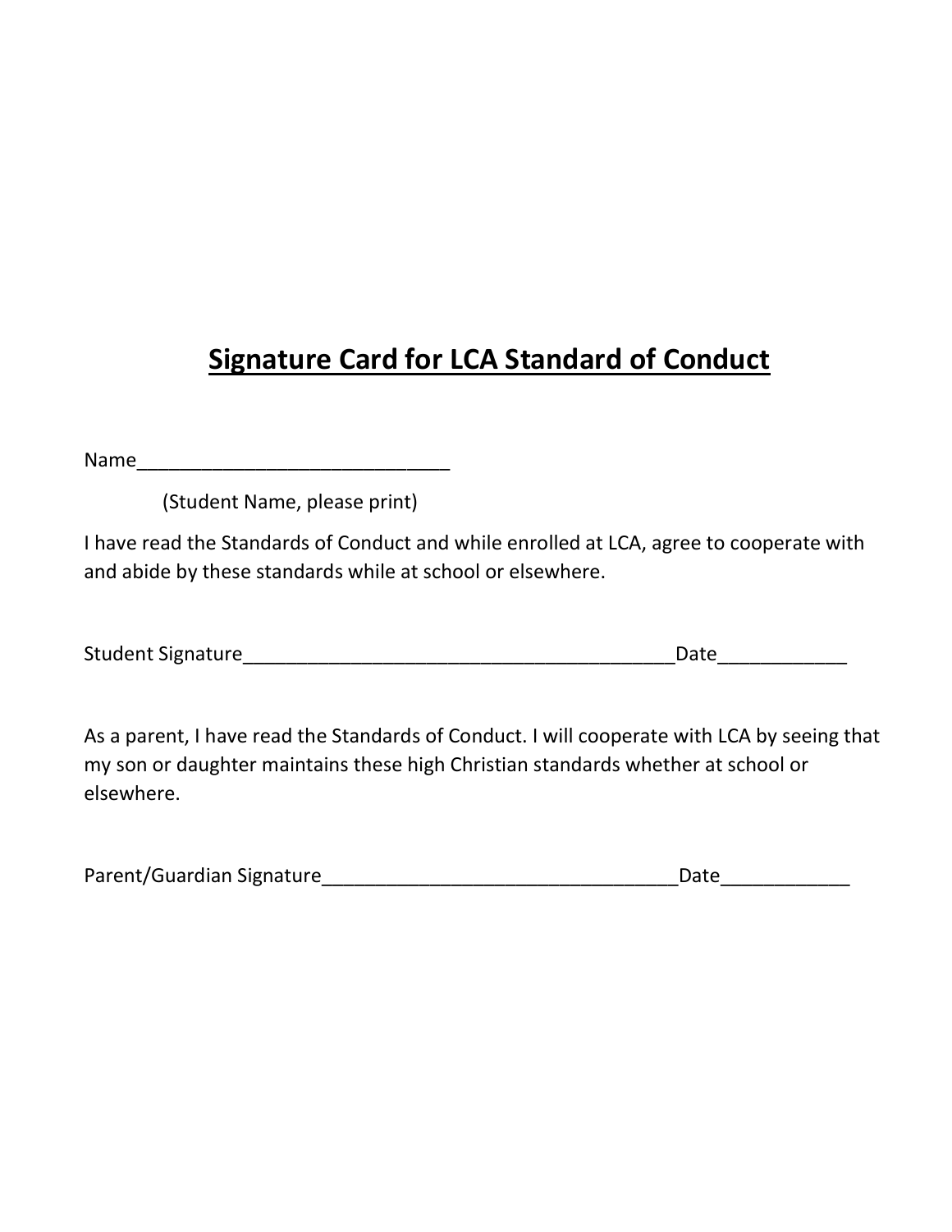# Signature Card for LCA Standard of Conduct

Name_____________________________

(Student Name, please print)

I have read the Standards of Conduct and while enrolled at LCA, agree to cooperate with and abide by these standards while at school or elsewhere.

Student Signature_________________________________________Date____________

As a parent, I have read the Standards of Conduct. I will cooperate with LCA by seeing that my son or daughter maintains these high Christian standards whether at school or elsewhere.

Parent/Guardian Signature__________________________________Date____________